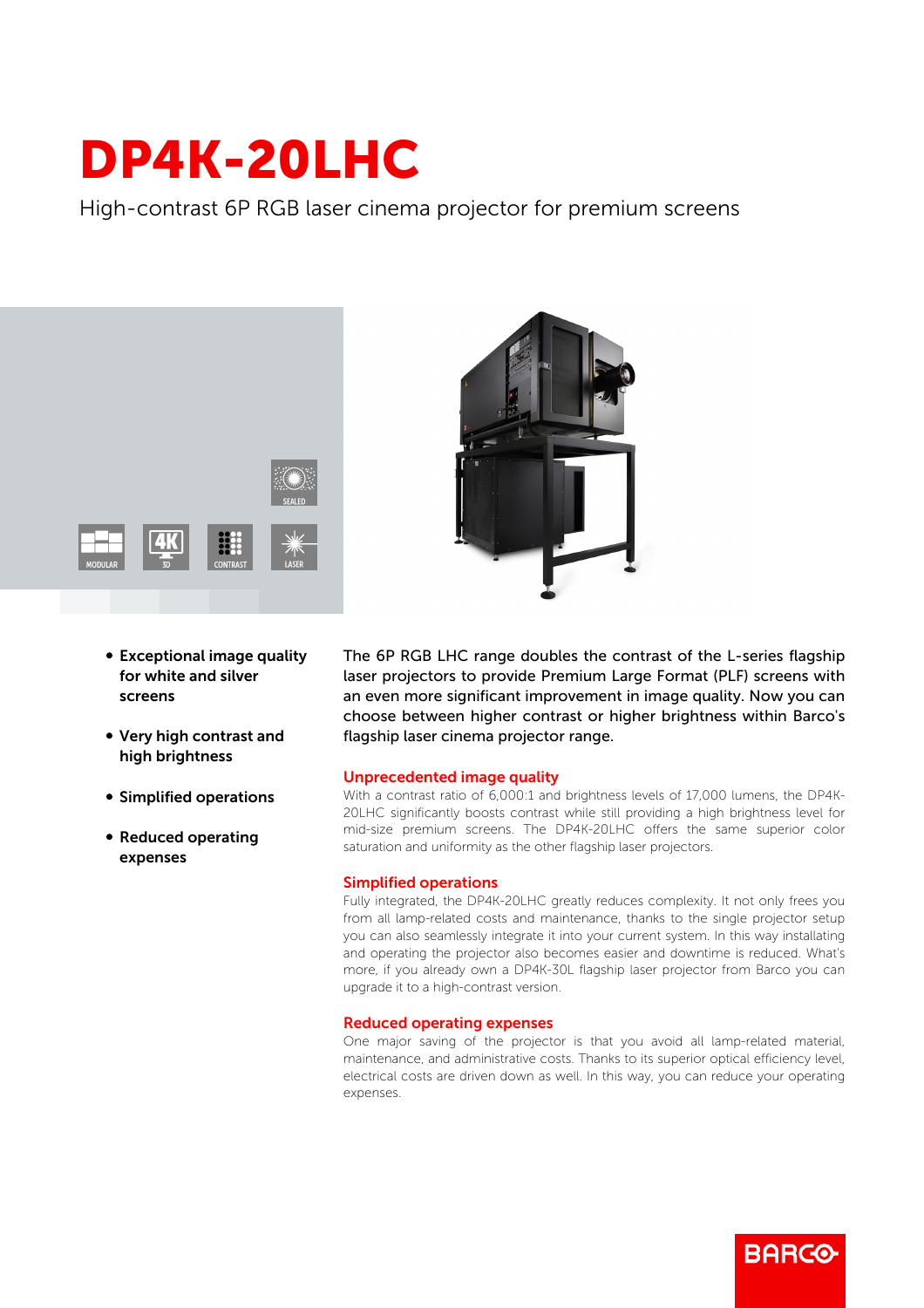# DP4K-20LHC

High-contrast 6P RGB laser cinema projector for premium screens

SEALED

MODULAR

3D

CONTRAST

LASER

- **Exceptional image quality for white and silver screens**
- **Very high contrast and high brightness**
- **Simplified operations**
- **Reduced operating expenses**

The 6P RGB LHC range doubles the contrast of the L-series flagship laser projectors to provide Premium Large Format (PLF) screens with an even more significant improvement in image quality. Now you can choose between higher contrast or higher brightness within Barco's flagship laser cinema projector range.

## Unprecedented image quality

With a contrast ratio of 6,000:1 and brightness levels of 17,000 lumens, the DP4K-20LHC significantly boosts contrast while still providing a high brightness level for mid-size premium screens. The DP4K-20LHC offers the same superior color saturation and uniformity as the other flagship laser projectors.

## Simplified operations

Fully integrated, the DP4K-20LHC greatly reduces complexity. It not only frees you from all lamp-related costs and maintenance, thanks to the single projector setup you can also seamlessly integrate it into your current system. In this way installing and operating the projector also becomes easier and downtime is reduced. What's more, if you already own a DP4K-30L flagship laser projector from Barco you can upgrade it to a high-contrast version.

## Reduced operating expenses

One major saving of the projector is that you avoid all lamp-related material, maintenance, and administrative costs. Thanks to its superior optical efficiency level, electrical costs are driven down as well. In this way, you can reduce your operating expenses.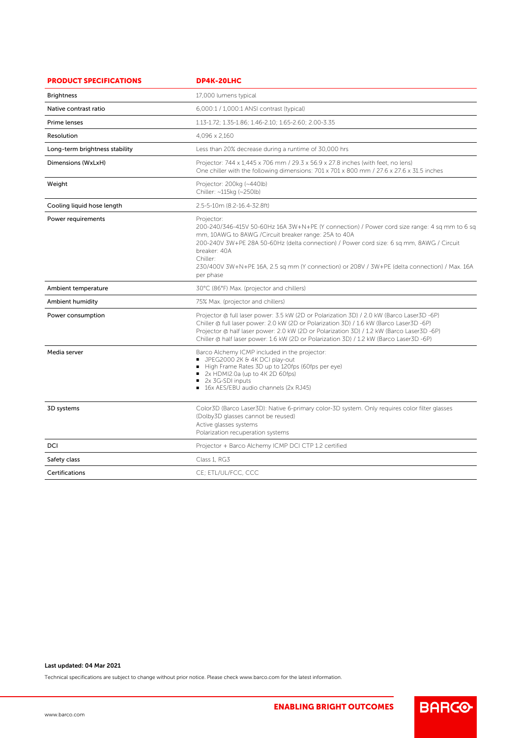| PRODUCT SPECIFICATIONS | DP4K-20LHC |
|---|---|
| Brightness | 17,000 lumens typical |
| Native contrast ratio | 6,000:1 / 1,000:1 ANSI contrast (typical) |
| Prime lenses | 1.13-1.72; 1.35-1.86; 1.46-2.10; 1.65-2.60; 2.00-3.35 |
| Resolution | 4,096 x 2,160 |
| Long-term brightness stability | Less than 20% decrease during a runtime of 30,000 hrs |
| Dimensions (WxLxH) | Projector: 744 x 1,445 x 706 mm / 29.3 x 56.9 x 27.8 inches (with feet, no lens)<br>One chiller with the following dimensions: 701 x 701 x 800 mm / 27.6 x 27.6 x 31.5 inches |
| Weight | Projector: 200kg (~440lb)<br>Chiller: ~115kg (~250lb) |
| Cooling liquid hose length | 2.5-5-10m (8.2-16.4-32.8ft) |
| Power requirements | Projector:<br>200-240/346-415V 50-60Hz 16A 3W+N+PE (Y connection) / Power cord size range: 4 sq mm to 6 sq mm, 10AWG to 8AWG /Circuit breaker range: 25A to 40A<br>200-240V 3W+PE 28A 50-60Hz (delta connection) / Power cord size: 6 sq mm, 8AWG / Circuit breaker: 40A<br>Chiller:<br>230/400V 3W+N+PE 16A, 2.5 sq mm (Y connection) or 208V / 3W+PE (delta connection) / Max. 16A per phase |
| Ambient temperature | 30°C (86°F) Max. (projector and chillers) |
| Ambient humidity | 75% Max. (projector and chillers) |
| Power consumption | Projector @ full laser power: 3.5 kW (2D or Polarization 3D) / 2.0 kW (Barco Laser3D -6P)<br>Chiller @ full laser power: 2.0 kW (2D or Polarization 3D) / 1.6 kW (Barco Laser3D -6P)<br>Projector @ half laser power: 2.0 kW (2D or Polarization 3D) / 1.2 kW (Barco Laser3D -6P)<br>Chiller @ half laser power: 1.6 kW (2D or Polarization 3D) / 1.2 kW (Barco Laser3D -6P) |
| Media server | Barco Alchemy ICMP included in the projector:<br>■ JPEG2000 2K & 4K DCI play-out<br>■ High Frame Rates 3D up to 120fps (60fps per eye)<br>■ 2x HDMI2.0a (up to 4K 2D 60fps)<br>■ 2x 3G-SDI inputs<br>■ 16x AES/EBU audio channels (2x RJ45) |
| 3D systems | Color3D (Barco Laser3D): Native 6-primary color-3D system. Only requires color filter glasses (Dolby3D glasses cannot be reused)<br>Active glasses systems<br>Polarization recuperation systems |
| DCI | Projector + Barco Alchemy ICMP DCI CTP 1.2 certified |
| Safety class | Class 1, RG3 |
| Certifications | CE; ETL/UL/FCC, CCC |

**Last updated: 04 Mar 2021**

Technical specifications are subject to change without prior notice. Please check www.barco.com for the latest information.

**ENABLING BRIGHT OUTCOMES**

BARCO

www.barco.com